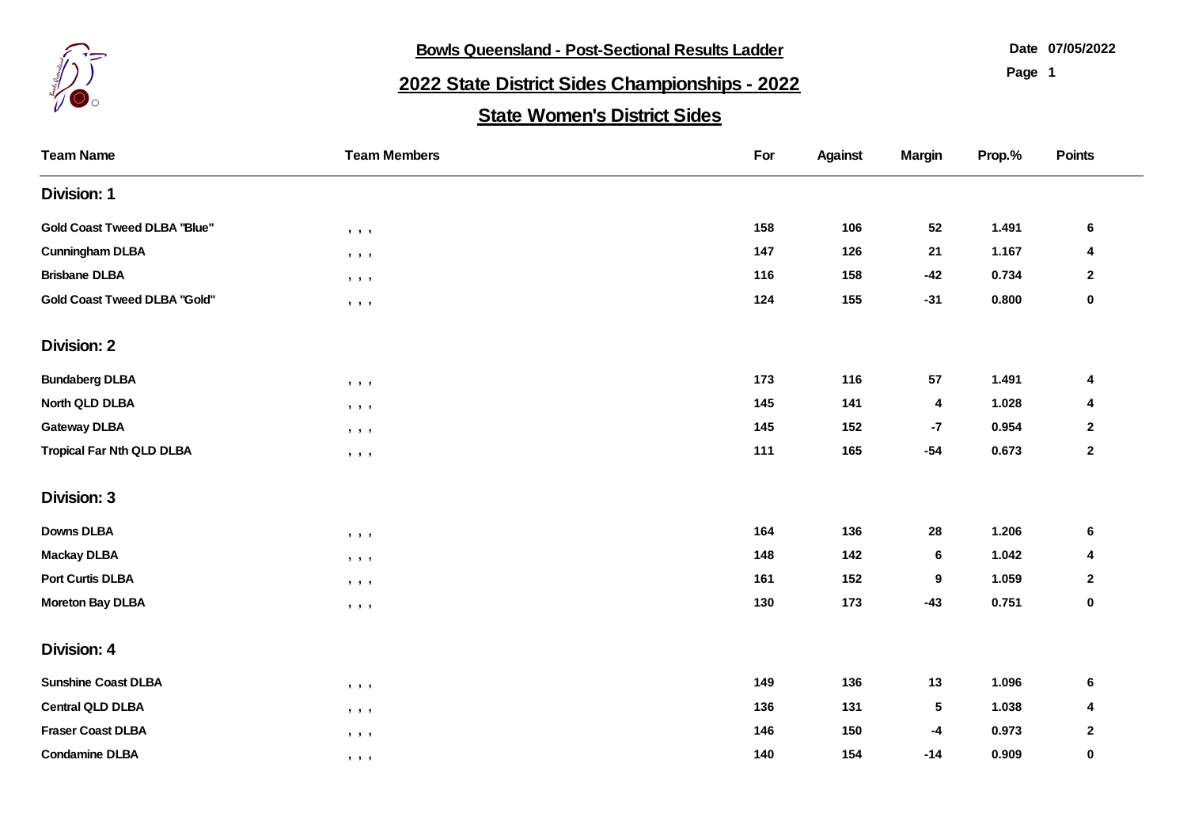**Bowls Queensland - Post-Sectional Results Ladder**

Date 07/05/2022

# 2022 State District Sides Championships - 2022

## State Women's District Sides

| Team Name | Team Members | For | Against | Margin | Prop.% | Points |
|---|---|---|---|---|---|---|
| **Division: 1** | | | | | | |
| Gold Coast Tweed DLBA "Blue" | , , , | 158 | 106 | 52 | 1.491 | 6 |
| Cunningham DLBA | , , , | 147 | 126 | 21 | 1.167 | 4 |
| Brisbane DLBA | , , , | 116 | 158 | -42 | 0.734 | 2 |
| Gold Coast Tweed DLBA "Gold" | , , , | 124 | 155 | -31 | 0.800 | 0 |
| **Division: 2** | | | | | | |
| Bundaberg DLBA | , , , | 173 | 116 | 57 | 1.491 | 4 |
| North QLD DLBA | , , , | 145 | 141 | 4 | 1.028 | 4 |
| Gateway DLBA | , , , | 145 | 152 | -7 | 0.954 | 2 |
| Tropical Far Nth QLD DLBA | , , , | 111 | 165 | -54 | 0.673 | 2 |
| **Division: 3** | | | | | | |
| Downs DLBA | , , , | 164 | 136 | 28 | 1.206 | 6 |
| Mackay DLBA | , , , | 148 | 142 | 6 | 1.042 | 4 |
| Port Curtis DLBA | , , , | 161 | 152 | 9 | 1.059 | 2 |
| Moreton Bay DLBA | , , , | 130 | 173 | -43 | 0.751 | 0 |
| **Division: 4** | | | | | | |
| Sunshine Coast DLBA | , , , | 149 | 136 | 13 | 1.096 | 6 |
| Central QLD DLBA | , , , | 136 | 131 | 5 | 1.038 | 4 |
| Fraser Coast DLBA | , , , | 146 | 150 | -4 | 0.973 | 2 |
| Condamine DLBA | , , , | 140 | 154 | -14 | 0.909 | 0 |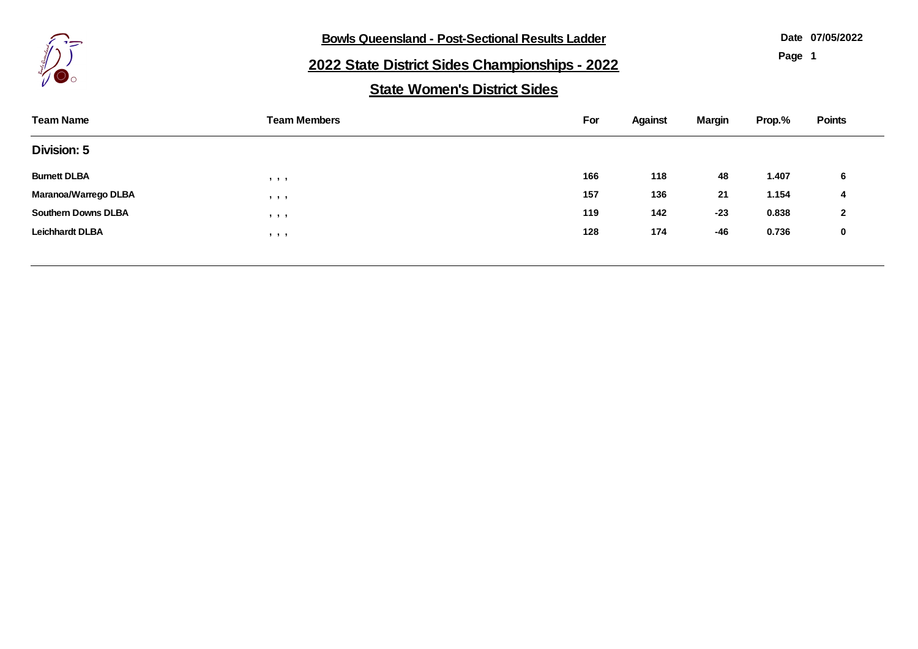**Bowls Queensland - Post-Sectional Results Ladder**

Date 07/05/2022

# 2022 State District Sides Championships - 2022

## State Women's District Sides

| Team Name | Team Members | For | Against | Margin | Prop.% | Points |
|---|---|---|---|---|---|---|
| **Division: 5** | | | | | | |
| Burnett DLBA | , , , | 166 | 118 | 48 | 1.407 | 6 |
| Maranoa/Warrego DLBA | , , , | 157 | 136 | 21 | 1.154 | 4 |
| Southern Downs DLBA | , , , | 119 | 142 | -23 | 0.838 | 2 |
| Leichhardt DLBA | , , , | 128 | 174 | -46 | 0.736 | 0 |